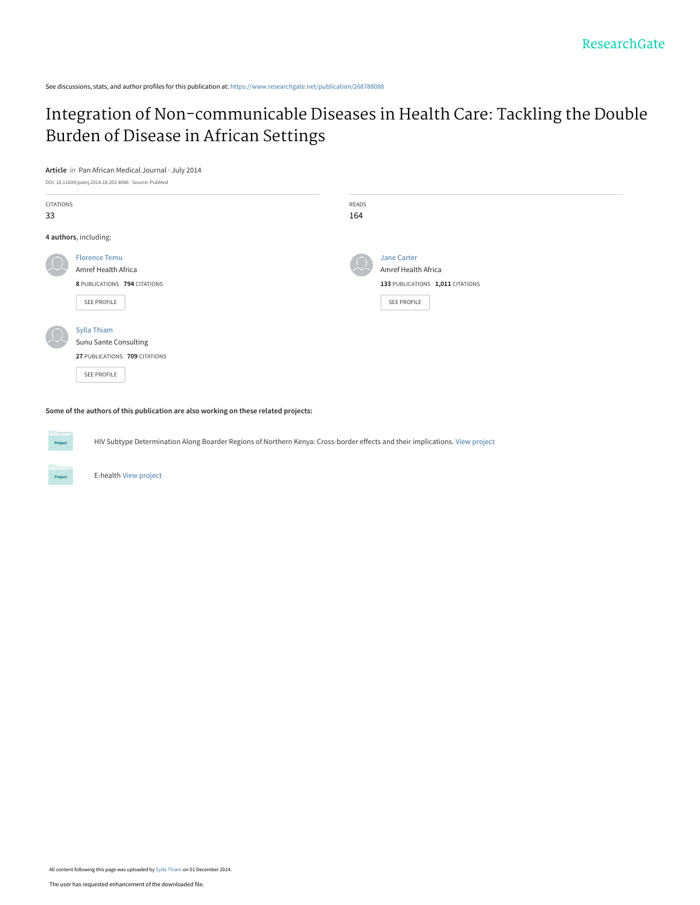See discussions, stats, and author profiles for this publication at: https://www.researchgate.net/publication/268788088

# Integration of Non-communicable Diseases in Health Care: Tackling the Double Burden of Disease in African Settings

**Article** *in* Pan African Medical Journal · July 2014

DOI: 10.11604/pamj.2014.18.202.4086 · Source: PubMed

| CITATIONS | READS |
| --- | --- |
| 33 | 164 |

**4 authors**, including:

Florence Temu
Amref Health Africa
**8** PUBLICATIONS **794** CITATIONS
SEE PROFILE

Jane Carter
Amref Health Africa
**133** PUBLICATIONS **1,011** CITATIONS
SEE PROFILE

Sylla Thiam
Sunu Sante Consulting
**27** PUBLICATIONS **709** CITATIONS
SEE PROFILE

**Some of the authors of this publication are also working on these related projects:**

Project: HIV Subtype Determination Along Boarder Regions of Northern Kenya: Cross-border effects and their implications. View project

Project: E-health View project

All content following this page was uploaded by Sylla Thiam on 01 December 2014.

The user has requested enhancement of the downloaded file.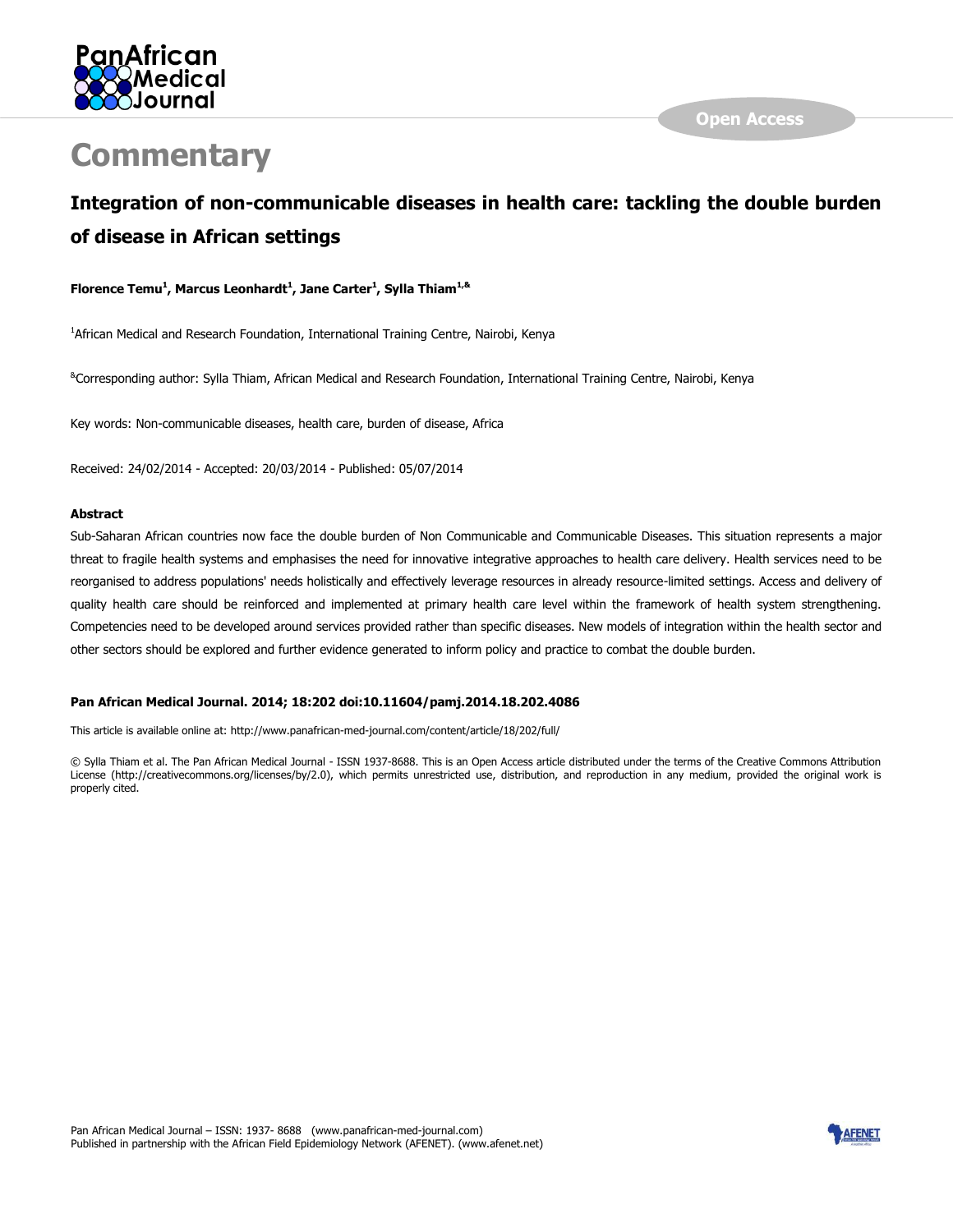# Commentary

## Integration of non-communicable diseases in health care: tackling the double burden of disease in African settings

**Florence Temu[1], Marcus Leonhardt[1], Jane Carter[1], Sylla Thiam[1,&]**

[1]African Medical and Research Foundation, International Training Centre, Nairobi, Kenya

[&]Corresponding author: Sylla Thiam, African Medical and Research Foundation, International Training Centre, Nairobi, Kenya

Key words: Non-communicable diseases, health care, burden of disease, Africa

Received: 24/02/2014 - Accepted: 20/03/2014 - Published: 05/07/2014

### Abstract

Sub-Saharan African countries now face the double burden of Non Communicable and Communicable Diseases. This situation represents a major threat to fragile health systems and emphasises the need for innovative integrative approaches to health care delivery. Health services need to be reorganised to address populations' needs holistically and effectively leverage resources in already resource-limited settings. Access and delivery of quality health care should be reinforced and implemented at primary health care level within the framework of health system strengthening. Competencies need to be developed around services provided rather than specific diseases. New models of integration within the health sector and other sectors should be explored and further evidence generated to inform policy and practice to combat the double burden.

**Pan African Medical Journal. 2014; 18:202 doi:10.11604/pamj.2014.18.202.4086**

This article is available online at: http://www.panafrican-med-journal.com/content/article/18/202/full/

© Sylla Thiam et al. The Pan African Medical Journal - ISSN 1937-8688. This is an Open Access article distributed under the terms of the Creative Commons Attribution License (http://creativecommons.org/licenses/by/2.0), which permits unrestricted use, distribution, and reproduction in any medium, provided the original work is properly cited.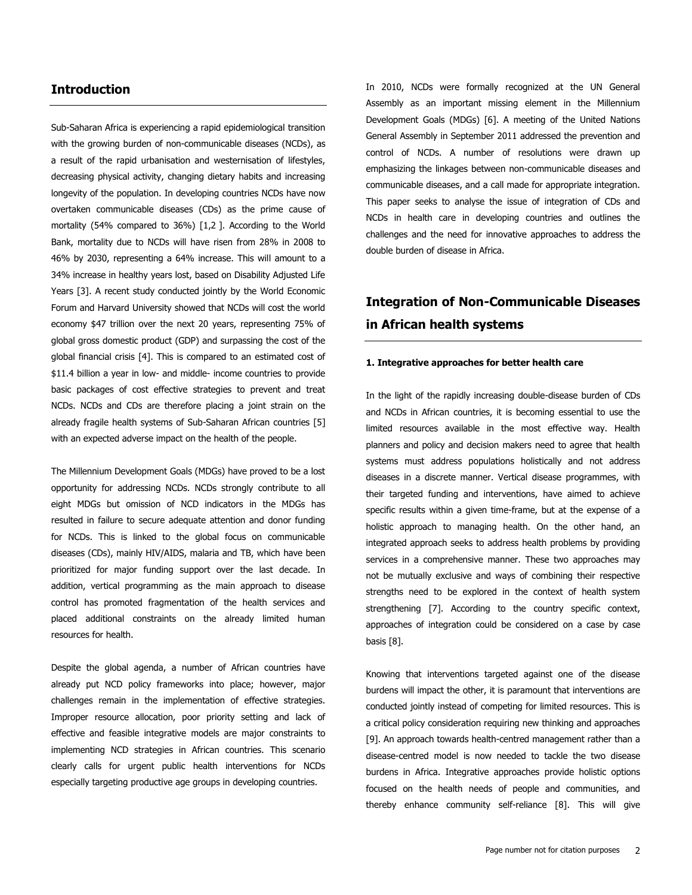## Introduction

Sub-Saharan Africa is experiencing a rapid epidemiological transition with the growing burden of non-communicable diseases (NCDs), as a result of the rapid urbanisation and westernisation of lifestyles, decreasing physical activity, changing dietary habits and increasing longevity of the population. In developing countries NCDs have now overtaken communicable diseases (CDs) as the prime cause of mortality (54% compared to 36%) [1,2 ]. According to the World Bank, mortality due to NCDs will have risen from 28% in 2008 to 46% by 2030, representing a 64% increase. This will amount to a 34% increase in healthy years lost, based on Disability Adjusted Life Years [3]. A recent study conducted jointly by the World Economic Forum and Harvard University showed that NCDs will cost the world economy $47 trillion over the next 20 years, representing 75% of global gross domestic product (GDP) and surpassing the cost of the global financial crisis [4]. This is compared to an estimated cost of $11.4 billion a year in low- and middle- income countries to provide basic packages of cost effective strategies to prevent and treat NCDs. NCDs and CDs are therefore placing a joint strain on the already fragile health systems of Sub-Saharan African countries [5] with an expected adverse impact on the health of the people.

The Millennium Development Goals (MDGs) have proved to be a lost opportunity for addressing NCDs. NCDs strongly contribute to all eight MDGs but omission of NCD indicators in the MDGs has resulted in failure to secure adequate attention and donor funding for NCDs. This is linked to the global focus on communicable diseases (CDs), mainly HIV/AIDS, malaria and TB, which have been prioritized for major funding support over the last decade. In addition, vertical programming as the main approach to disease control has promoted fragmentation of the health services and placed additional constraints on the already limited human resources for health.

Despite the global agenda, a number of African countries have already put NCD policy frameworks into place; however, major challenges remain in the implementation of effective strategies. Improper resource allocation, poor priority setting and lack of effective and feasible integrative models are major constraints to implementing NCD strategies in African countries. This scenario clearly calls for urgent public health interventions for NCDs especially targeting productive age groups in developing countries.

In 2010, NCDs were formally recognized at the UN General Assembly as an important missing element in the Millennium Development Goals (MDGs) [6]. A meeting of the United Nations General Assembly in September 2011 addressed the prevention and control of NCDs. A number of resolutions were drawn up emphasizing the linkages between non-communicable diseases and communicable diseases, and a call made for appropriate integration. This paper seeks to analyse the issue of integration of CDs and NCDs in health care in developing countries and outlines the challenges and the need for innovative approaches to address the double burden of disease in Africa.

## Integration of Non-Communicable Diseases in African health systems

### 1. Integrative approaches for better health care

In the light of the rapidly increasing double-disease burden of CDs and NCDs in African countries, it is becoming essential to use the limited resources available in the most effective way. Health planners and policy and decision makers need to agree that health systems must address populations holistically and not address diseases in a discrete manner. Vertical disease programmes, with their targeted funding and interventions, have aimed to achieve specific results within a given time-frame, but at the expense of a holistic approach to managing health. On the other hand, an integrated approach seeks to address health problems by providing services in a comprehensive manner. These two approaches may not be mutually exclusive and ways of combining their respective strengths need to be explored in the context of health system strengthening [7]. According to the country specific context, approaches of integration could be considered on a case by case basis [8].

Knowing that interventions targeted against one of the disease burdens will impact the other, it is paramount that interventions are conducted jointly instead of competing for limited resources. This is a critical policy consideration requiring new thinking and approaches [9]. An approach towards health-centred management rather than a disease-centred model is now needed to tackle the two disease burdens in Africa. Integrative approaches provide holistic options focused on the health needs of people and communities, and thereby enhance community self-reliance [8]. This will give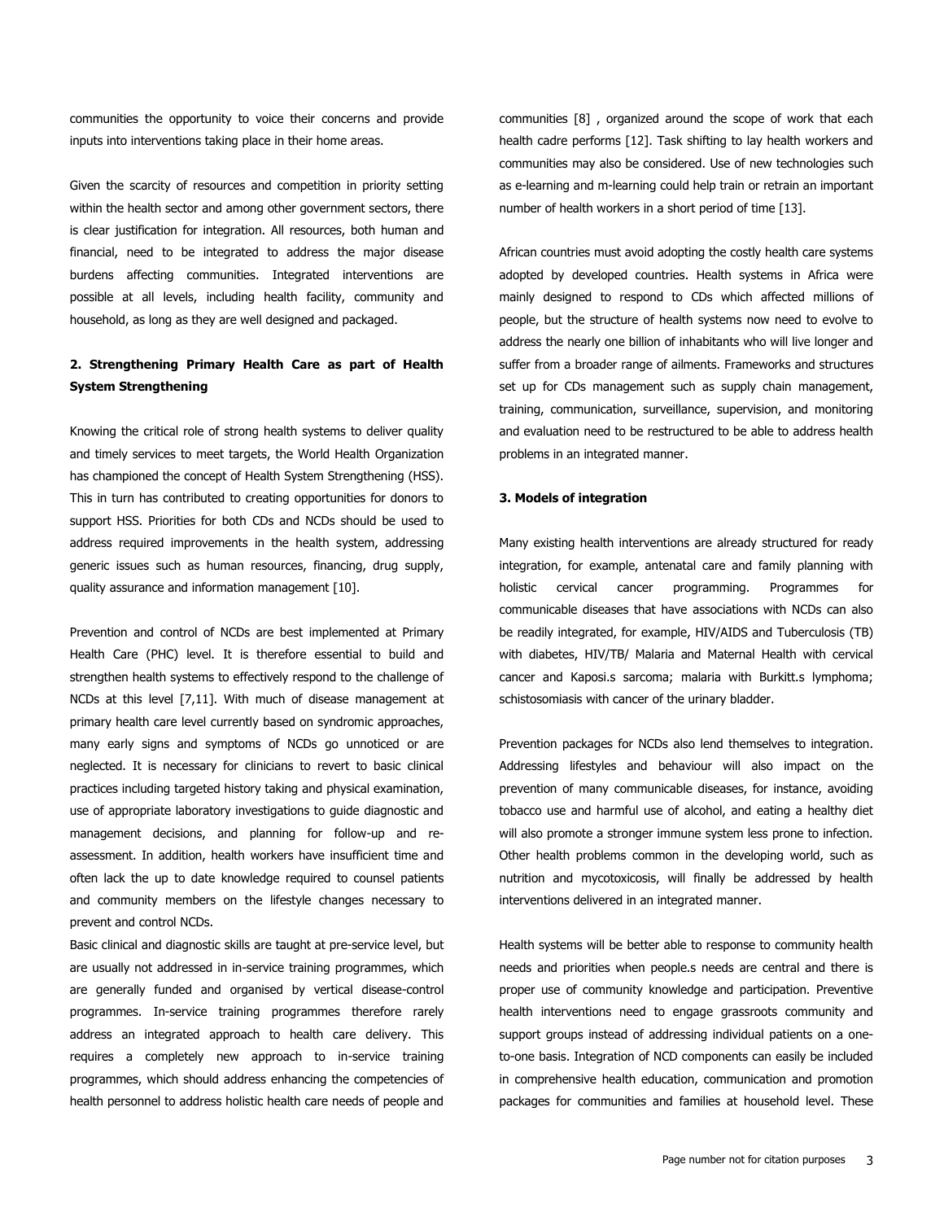communities the opportunity to voice their concerns and provide inputs into interventions taking place in their home areas.

Given the scarcity of resources and competition in priority setting within the health sector and among other government sectors, there is clear justification for integration. All resources, both human and financial, need to be integrated to address the major disease burdens affecting communities. Integrated interventions are possible at all levels, including health facility, community and household, as long as they are well designed and packaged.

**2. Strengthening Primary Health Care as part of Health System Strengthening**

Knowing the critical role of strong health systems to deliver quality and timely services to meet targets, the World Health Organization has championed the concept of Health System Strengthening (HSS). This in turn has contributed to creating opportunities for donors to support HSS. Priorities for both CDs and NCDs should be used to address required improvements in the health system, addressing generic issues such as human resources, financing, drug supply, quality assurance and information management [10].

Prevention and control of NCDs are best implemented at Primary Health Care (PHC) level. It is therefore essential to build and strengthen health systems to effectively respond to the challenge of NCDs at this level [7,11]. With much of disease management at primary health care level currently based on syndromic approaches, many early signs and symptoms of NCDs go unnoticed or are neglected. It is necessary for clinicians to revert to basic clinical practices including targeted history taking and physical examination, use of appropriate laboratory investigations to guide diagnostic and management decisions, and planning for follow-up and re-assessment. In addition, health workers have insufficient time and often lack the up to date knowledge required to counsel patients and community members on the lifestyle changes necessary to prevent and control NCDs.

Basic clinical and diagnostic skills are taught at pre-service level, but are usually not addressed in in-service training programmes, which are generally funded and organised by vertical disease-control programmes. In-service training programmes therefore rarely address an integrated approach to health care delivery. This requires a completely new approach to in-service training programmes, which should address enhancing the competencies of health personnel to address holistic health care needs of people and communities [8] , organized around the scope of work that each health cadre performs [12]. Task shifting to lay health workers and communities may also be considered. Use of new technologies such as e-learning and m-learning could help train or retrain an important number of health workers in a short period of time [13].

African countries must avoid adopting the costly health care systems adopted by developed countries. Health systems in Africa were mainly designed to respond to CDs which affected millions of people, but the structure of health systems now need to evolve to address the nearly one billion of inhabitants who will live longer and suffer from a broader range of ailments. Frameworks and structures set up for CDs management such as supply chain management, training, communication, surveillance, supervision, and monitoring and evaluation need to be restructured to be able to address health problems in an integrated manner.

**3. Models of integration**

Many existing health interventions are already structured for ready integration, for example, antenatal care and family planning with holistic cervical cancer programming. Programmes for communicable diseases that have associations with NCDs can also be readily integrated, for example, HIV/AIDS and Tuberculosis (TB) with diabetes, HIV/TB/ Malaria and Maternal Health with cervical cancer and Kaposi.s sarcoma; malaria with Burkitt.s lymphoma; schistosomiasis with cancer of the urinary bladder.

Prevention packages for NCDs also lend themselves to integration. Addressing lifestyles and behaviour will also impact on the prevention of many communicable diseases, for instance, avoiding tobacco use and harmful use of alcohol, and eating a healthy diet will also promote a stronger immune system less prone to infection. Other health problems common in the developing world, such as nutrition and mycotoxicosis, will finally be addressed by health interventions delivered in an integrated manner.

Health systems will be better able to response to community health needs and priorities when people.s needs are central and there is proper use of community knowledge and participation. Preventive health interventions need to engage grassroots community and support groups instead of addressing individual patients on a one-to-one basis. Integration of NCD components can easily be included in comprehensive health education, communication and promotion packages for communities and families at household level. These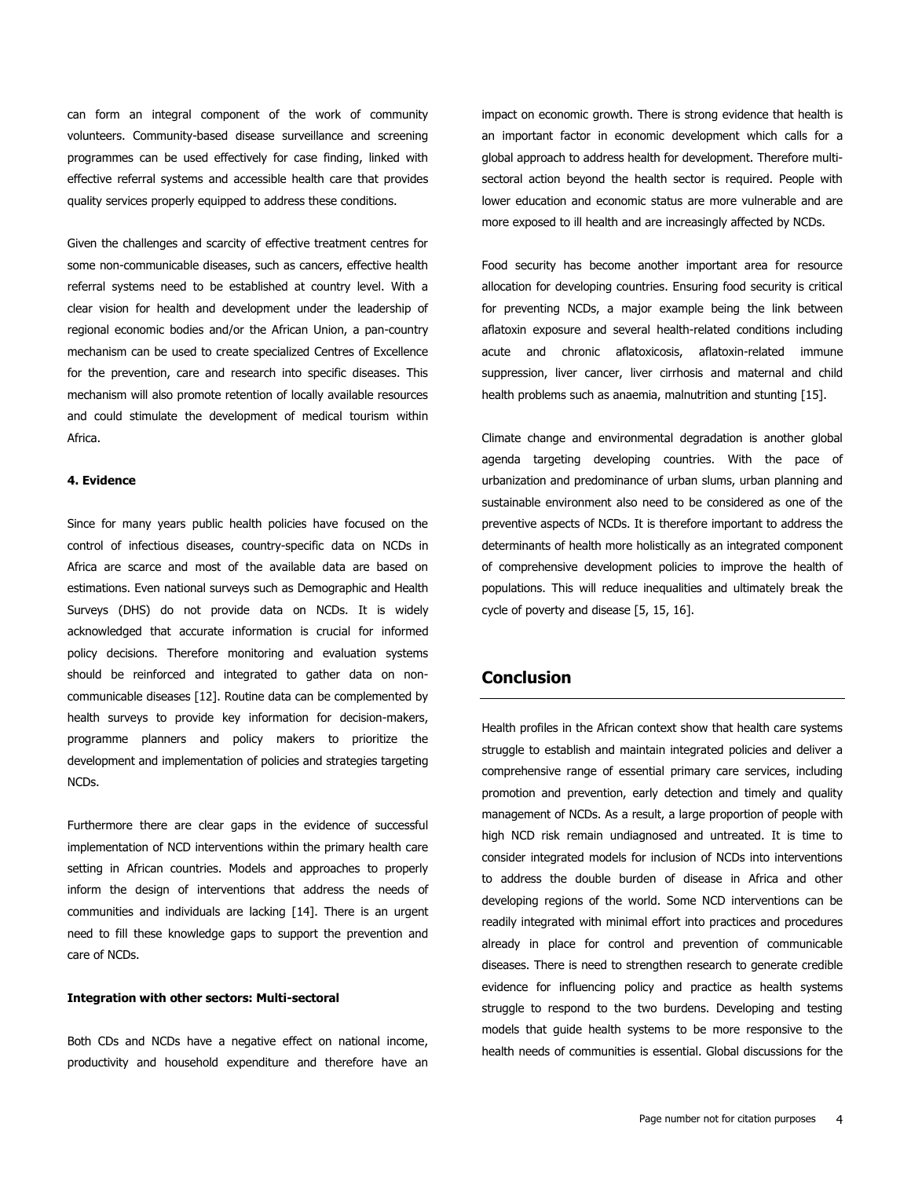can form an integral component of the work of community volunteers. Community-based disease surveillance and screening programmes can be used effectively for case finding, linked with effective referral systems and accessible health care that provides quality services properly equipped to address these conditions.

Given the challenges and scarcity of effective treatment centres for some non-communicable diseases, such as cancers, effective health referral systems need to be established at country level. With a clear vision for health and development under the leadership of regional economic bodies and/or the African Union, a pan-country mechanism can be used to create specialized Centres of Excellence for the prevention, care and research into specific diseases. This mechanism will also promote retention of locally available resources and could stimulate the development of medical tourism within Africa.

#### 4. Evidence

Since for many years public health policies have focused on the control of infectious diseases, country-specific data on NCDs in Africa are scarce and most of the available data are based on estimations. Even national surveys such as Demographic and Health Surveys (DHS) do not provide data on NCDs. It is widely acknowledged that accurate information is crucial for informed policy decisions. Therefore monitoring and evaluation systems should be reinforced and integrated to gather data on non-communicable diseases [12]. Routine data can be complemented by health surveys to provide key information for decision-makers, programme planners and policy makers to prioritize the development and implementation of policies and strategies targeting NCDs.

Furthermore there are clear gaps in the evidence of successful implementation of NCD interventions within the primary health care setting in African countries. Models and approaches to properly inform the design of interventions that address the needs of communities and individuals are lacking [14]. There is an urgent need to fill these knowledge gaps to support the prevention and care of NCDs.

#### Integration with other sectors: Multi-sectoral

Both CDs and NCDs have a negative effect on national income, productivity and household expenditure and therefore have an impact on economic growth. There is strong evidence that health is an important factor in economic development which calls for a global approach to address health for development. Therefore multi-sectoral action beyond the health sector is required. People with lower education and economic status are more vulnerable and are more exposed to ill health and are increasingly affected by NCDs.

Food security has become another important area for resource allocation for developing countries. Ensuring food security is critical for preventing NCDs, a major example being the link between aflatoxin exposure and several health-related conditions including acute and chronic aflatoxicosis, aflatoxin-related immune suppression, liver cancer, liver cirrhosis and maternal and child health problems such as anaemia, malnutrition and stunting [15].

Climate change and environmental degradation is another global agenda targeting developing countries. With the pace of urbanization and predominance of urban slums, urban planning and sustainable environment also need to be considered as one of the preventive aspects of NCDs. It is therefore important to address the determinants of health more holistically as an integrated component of comprehensive development policies to improve the health of populations. This will reduce inequalities and ultimately break the cycle of poverty and disease [5, 15, 16].

## Conclusion

Health profiles in the African context show that health care systems struggle to establish and maintain integrated policies and deliver a comprehensive range of essential primary care services, including promotion and prevention, early detection and timely and quality management of NCDs. As a result, a large proportion of people with high NCD risk remain undiagnosed and untreated. It is time to consider integrated models for inclusion of NCDs into interventions to address the double burden of disease in Africa and other developing regions of the world. Some NCD interventions can be readily integrated with minimal effort into practices and procedures already in place for control and prevention of communicable diseases. There is need to strengthen research to generate credible evidence for influencing policy and practice as health systems struggle to respond to the two burdens. Developing and testing models that guide health systems to be more responsive to the health needs of communities is essential. Global discussions for the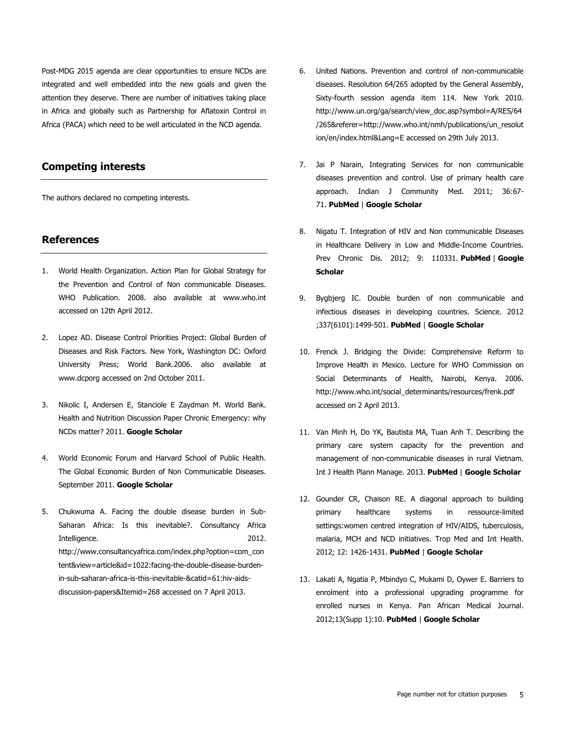Post-MDG 2015 agenda are clear opportunities to ensure NCDs are integrated and well embedded into the new goals and given the attention they deserve. There are number of initiatives taking place in Africa and globally such as Partnership for Aflatoxin Control in Africa (PACA) which need to be well articulated in the NCD agenda.

## Competing interests

The authors declared no competing interests.

## References

1. World Health Organization. Action Plan for Global Strategy for the Prevention and Control of Non communicable Diseases. WHO Publication. 2008. also available at www.who.int accessed on 12th April 2012.
2. Lopez AD. Disease Control Priorities Project: Global Burden of Diseases and Risk Factors. New York, Washington DC: Oxford University Press; World Bank.2006. also available at www.dcporg accessed on 2nd October 2011.
3. Nikolic I, Andersen E, Stanciole E Zaydman M. World Bank. Health and Nutrition Discussion Paper Chronic Emergency: why NCDs matter? 2011. **Google Scholar**
4. World Economic Forum and Harvard School of Public Health. The Global Economic Burden of Non Communicable Diseases. September 2011. **Google Scholar**
5. Chukwuma A. Facing the double disease burden in Sub-Saharan Africa: Is this inevitable?. Consultancy Africa Intelligence. 2012. http://www.consultancyafrica.com/index.php?option=com_content&view=article&id=1022:facing-the-double-disease-burden-in-sub-saharan-africa-is-this-inevitable-&catid=61:hiv-aids-discussion-papers&Itemid=268 accessed on 7 April 2013.
6. United Nations. Prevention and control of non-communicable diseases. Resolution 64/265 adopted by the General Assembly, Sixty-fourth session agenda item 114. New York 2010. http://www.un.org/ga/search/view_doc.asp?symbol=A/RES/64/265&referer=http://www.who.int/nmh/publications/un_resolution/en/index.html&Lang=E accessed on 29th July 2013.
7. Jai P Narain, Integrating Services for non communicable diseases prevention and control. Use of primary health care approach. Indian J Community Med. 2011; 36:67-71. **PubMed** | **Google Scholar**
8. Nigatu T. Integration of HIV and Non communicable Diseases in Healthcare Delivery in Low and Middle-Income Countries. Prev Chronic Dis. 2012; 9: 110331. **PubMed** | **Google Scholar**
9. Bygbjerg IC. Double burden of non communicable and infectious diseases in developing countries. Science. 2012 ;337(6101):1499-501. **PubMed** | **Google Scholar**
10. Frenck J. Bridging the Divide: Comprehensive Reform to Improve Health in Mexico. Lecture for WHO Commission on Social Determinants of Health, Nairobi, Kenya. 2006. http://www.who.int/social_determinants/resources/frenk.pdf accessed on 2 April 2013.
11. Van Minh H, Do YK, Bautista MA, Tuan Anh T. Describing the primary care system capacity for the prevention and management of non-communicable diseases in rural Vietnam. Int J Health Plann Manage. 2013. **PubMed** | **Google Scholar**
12. Gounder CR, Chaison RE. A diagonal approach to building primary healthcare systems in ressource-limited settings:women centred integration of HIV/AIDS, tuberculosis, malaria, MCH and NCD initiatives. Trop Med and Int Health. 2012; 12: 1426-1431. **PubMed** | **Google Scholar**
13. Lakati A, Ngatia P, Mbindyo C, Mukami D, Oywer E. Barriers to enrolment into a professional upgrading programme for enrolled nurses in Kenya. Pan African Medical Journal. 2012;13(Supp 1):10. **PubMed** | **Google Scholar**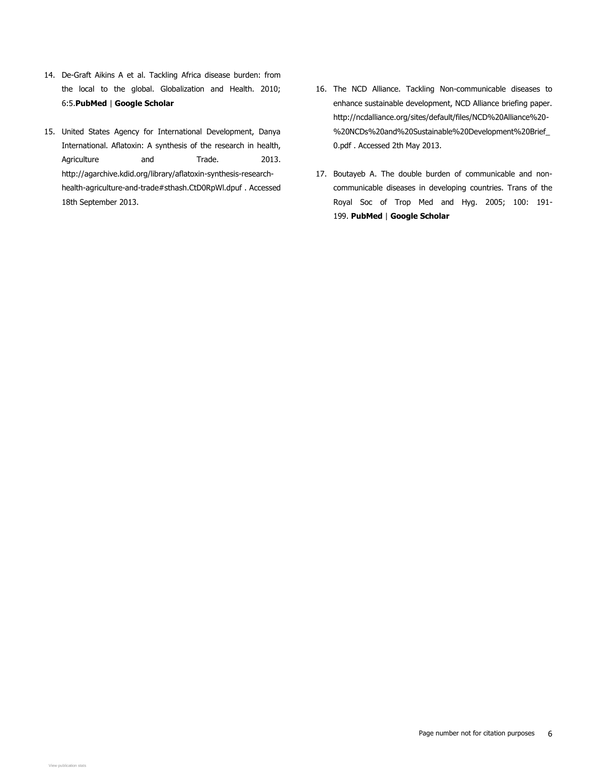14. De-Graft Aikins A et al. Tackling Africa disease burden: from the local to the global. Globalization and Health. 2010; 6:5.**PubMed** | **Google Scholar**

15. United States Agency for International Development, Danya International. Aflatoxin: A synthesis of the research in health, Agriculture and Trade. 2013. http://agarchive.kdid.org/library/aflatoxin-synthesis-research-health-agriculture-and-trade#sthash.CtD0RpWI.dpuf . Accessed 18th September 2013.

16. The NCD Alliance. Tackling Non-communicable diseases to enhance sustainable development, NCD Alliance briefing paper. http://ncdalliance.org/sites/default/files/NCD%20Alliance%20-%20NCDs%20and%20Sustainable%20Development%20Brief_0.pdf . Accessed 2th May 2013.

17. Boutayeb A. The double burden of communicable and non-communicable diseases in developing countries. Trans of the Royal Soc of Trop Med and Hyg. 2005; 100: 191-199. **PubMed** | **Google Scholar**